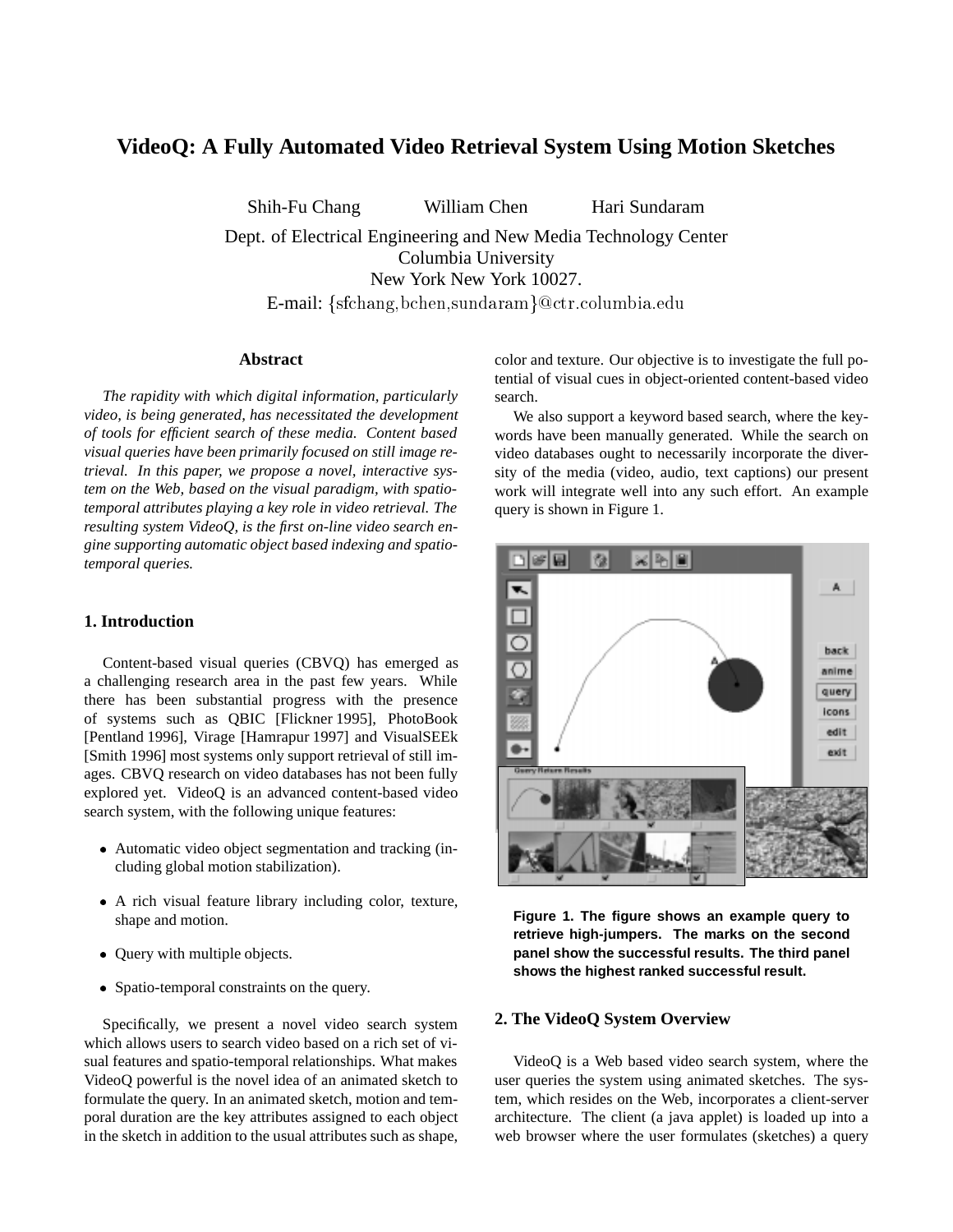# VideoQ: A Fully Automated Video Retrieval System Using Motion Sketches

Shih-Fu Chang William Chen Hari Sundaram

Dept. of Electrical Engineering and New Media Technology Center
Columbia University
New York New York 10027.
E-mail: {sfchang,bchen,sundaram}@ctr.columbia.edu

## Abstract

*The rapidity with which digital information, particularly video, is being generated, has necessitated the development of tools for efficient search of these media. Content based visual queries have been primarily focused on still image retrieval. In this paper, we propose a novel, interactive system on the Web, based on the visual paradigm, with spatio-temporal attributes playing a key role in video retrieval. The resulting system VideoQ, is the first on-line video search engine supporting automatic object based indexing and spatio-temporal queries.*

## 1. Introduction

Content-based visual queries (CBVQ) has emerged as a challenging research area in the past few years. While there has been substantial progress with the presence of systems such as QBIC [Flickner 1995], PhotoBook [Pentland 1996], Virage [Hamrapur 1997] and VisualSEEk [Smith 1996] most systems only support retrieval of still images. CBVQ research on video databases has not been fully explored yet. VideoQ is an advanced content-based video search system, with the following unique features:

- Automatic video object segmentation and tracking (including global motion stabilization).
- A rich visual feature library including color, texture, shape and motion.
- Query with multiple objects.
- Spatio-temporal constraints on the query.

Specifically, we present a novel video search system which allows users to search video based on a rich set of visual features and spatio-temporal relationships. What makes VideoQ powerful is the novel idea of an animated sketch to formulate the query. In an animated sketch, motion and temporal duration are the key attributes assigned to each object in the sketch in addition to the usual attributes such as shape, color and texture. Our objective is to investigate the full potential of visual cues in object-oriented content-based video search.

We also support a keyword based search, where the keywords have been manually generated. While the search on video databases ought to necessarily incorporate the diversity of the media (video, audio, text captions) our present work will integrate well into any such effort. An example query is shown in Figure 1.

**Figure 1. The figure shows an example query to retrieve high-jumpers. The marks on the second panel show the successful results. The third panel shows the highest ranked successful result.**

## 2. The VideoQ System Overview

VideoQ is a Web based video search system, where the user queries the system using animated sketches. The system, which resides on the Web, incorporates a client-server architecture. The client (a java applet) is loaded up into a web browser where the user formulates (sketches) a query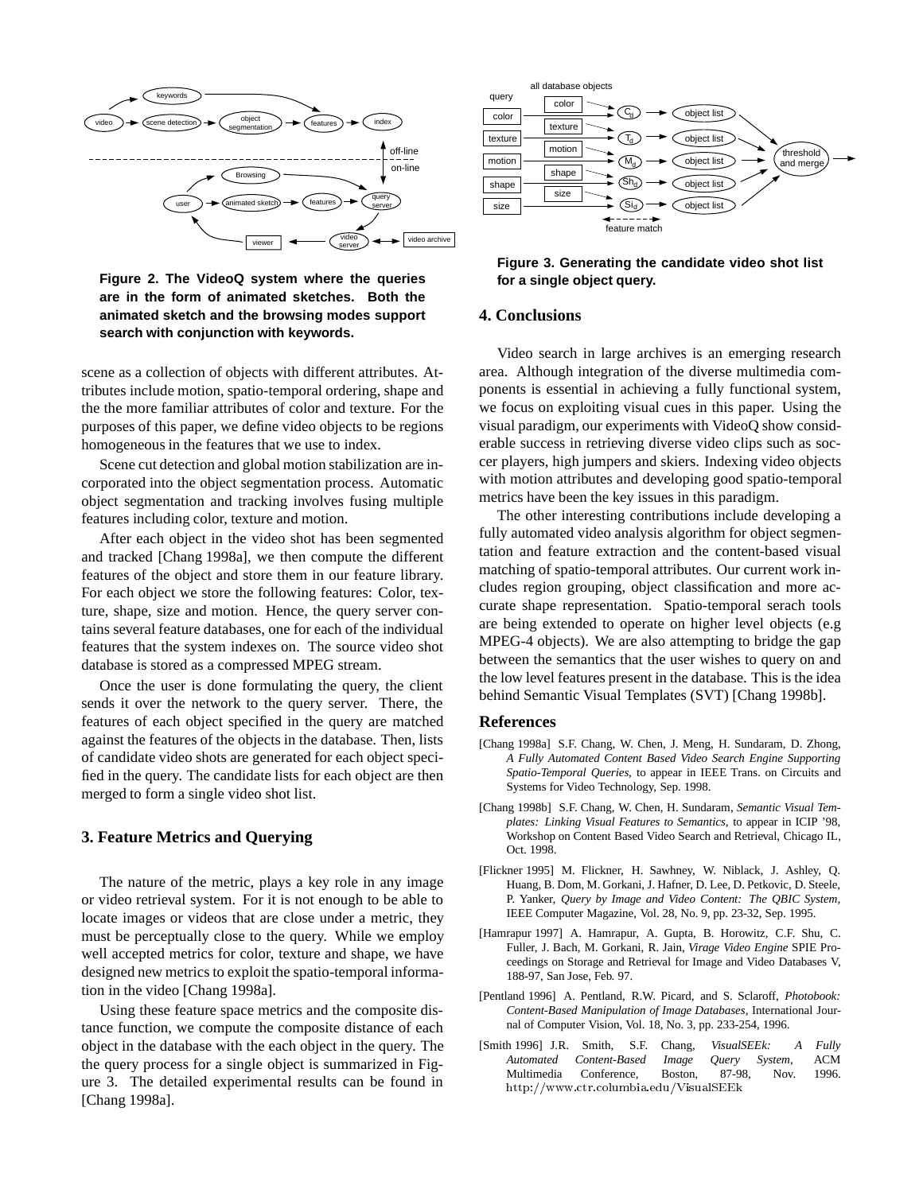keywords

video → scene detection → object segmentation → features → index

off-line

on-line

Browsing

user → animated sketch → features → query server

viewer ← video server ↔ video archive

**Figure 2. The VideoQ system where the queries are in the form of animated sketches. Both the animated sketch and the browsing modes support search with conjunction with keywords.**

scene as a collection of objects with different attributes. Attributes include motion, spatio-temporal ordering, shape and the the more familiar attributes of color and texture. For the purposes of this paper, we define video objects to be regions homogeneous in the features that we use to index.

Scene cut detection and global motion stabilization are incorporated into the object segmentation process. Automatic object segmentation and tracking involves fusing multiple features including color, texture and motion.

After each object in the video shot has been segmented and tracked [Chang 1998a], we then compute the different features of the object and store them in our feature library. For each object we store the following features: Color, texture, shape, size and motion. Hence, the query server contains several feature databases, one for each of the individual features that the system indexes on. The source video shot database is stored as a compressed MPEG stream.

Once the user is done formulating the query, the client sends it over the network to the query server. There, the features of each object specified in the query are matched against the features of the objects in the database. Then, lists of candidate video shots are generated for each object specified in the query. The candidate lists for each object are then merged to form a single video shot list.

## 3. Feature Metrics and Querying

The nature of the metric, plays a key role in any image or video retrieval system. For it is not enough to be able to locate images or videos that are close under a metric, they must be perceptually close to the query. While we employ well accepted metrics for color, texture and shape, we have designed new metrics to exploit the spatio-temporal information in the video [Chang 1998a].

Using these feature space metrics and the composite distance function, we compute the composite distance of each object in the database with the each object in the query. The the query process for a single object is summarized in Figure 3. The detailed experimental results can be found in [Chang 1998a].

all database objects

query

color, texture, motion, shape, size

$C_d$, $T_d$, $M_d$, $Sh_d$, $Si_d$

object list

threshold and merge

feature match

**Figure 3. Generating the candidate video shot list for a single object query.**

## 4. Conclusions

Video search in large archives is an emerging research area. Although integration of the diverse multimedia components is essential in achieving a fully functional system, we focus on exploiting visual cues in this paper. Using the visual paradigm, our experiments with VideoQ show considerable success in retrieving diverse video clips such as soccer players, high jumpers and skiers. Indexing video objects with motion attributes and developing good spatio-temporal metrics have been the key issues in this paradigm.

The other interesting contributions include developing a fully automated video analysis algorithm for object segmentation and feature extraction and the content-based visual matching of spatio-temporal attributes. Our current work includes region grouping, object classification and more accurate shape representation. Spatio-temporal serach tools are being extended to operate on higher level objects (e.g MPEG-4 objects). We are also attempting to bridge the gap between the semantics that the user wishes to query on and the low level features present in the database. This is the idea behind Semantic Visual Templates (SVT) [Chang 1998b].

## References

[Chang 1998a] S.F. Chang, W. Chen, J. Meng, H. Sundaram, D. Zhong, *A Fully Automated Content Based Video Search Engine Supporting Spatio-Temporal Queries*, to appear in IEEE Trans. on Circuits and Systems for Video Technology, Sep. 1998.

[Chang 1998b] S.F. Chang, W. Chen, H. Sundaram, *Semantic Visual Templates: Linking Visual Features to Semantics*, to appear in ICIP '98, Workshop on Content Based Video Search and Retrieval, Chicago IL, Oct. 1998.

[Flickner 1995] M. Flickner, H. Sawhney, W. Niblack, J. Ashley, Q. Huang, B. Dom, M. Gorkani, J. Hafner, D. Lee, D. Petkovic, D. Steele, P. Yanker, *Query by Image and Video Content: The QBIC System*, IEEE Computer Magazine, Vol. 28, No. 9, pp. 23-32, Sep. 1995.

[Hamrapur 1997] A. Hamrapur, A. Gupta, B. Horowitz, C.F. Shu, C. Fuller, J. Bach, M. Gorkani, R. Jain, *Virage Video Engine* SPIE Proceedings on Storage and Retrieval for Image and Video Databases V, 188-97, San Jose, Feb. 97.

[Pentland 1996] A. Pentland, R.W. Picard, and S. Sclaroff, *Photobook: Content-Based Manipulation of Image Databases*, International Journal of Computer Vision, Vol. 18, No. 3, pp. 233-254, 1996.

[Smith 1996] J.R. Smith, S.F. Chang, *VisualSEEk: A Fully Automated Content-Based Image Query System*, ACM Multimedia Conference, Boston, 87-98, Nov. 1996. http://www.ctr.columbia.edu/VisualSEEk